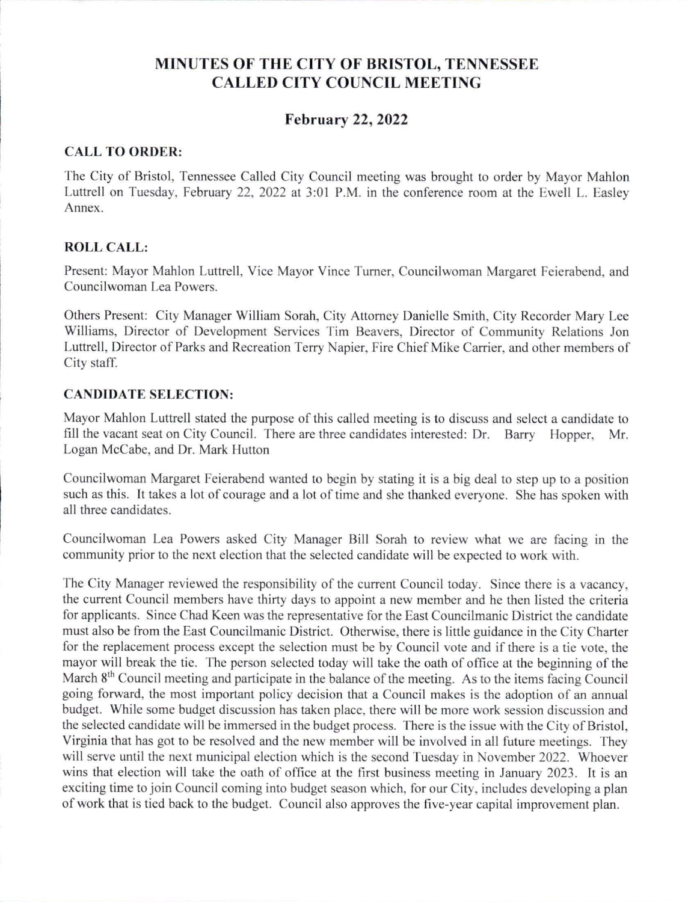# MINUTES OF THE CITY OF BRISTOL, TENNESSEE
# CALLED CITY COUNCIL MEETING

## February 22, 2022

### CALL TO ORDER:

The City of Bristol, Tennessee Called City Council meeting was brought to order by Mayor Mahlon Luttrell on Tuesday, February 22, 2022 at 3:01 P.M. in the conference room at the Ewell L. Easley Annex.

### ROLL CALL:

Present: Mayor Mahlon Luttrell, Vice Mayor Vince Turner, Councilwoman Margaret Feierabend, and Councilwoman Lea Powers.

Others Present: City Manager William Sorah, City Attorney Danielle Smith, City Recorder Mary Lee Williams, Director of Development Services Tim Beavers, Director of Community Relations Jon Luttrell, Director of Parks and Recreation Terry Napier, Fire Chief Mike Carrier, and other members of City staff.

### CANDIDATE SELECTION:

Mayor Mahlon Luttrell stated the purpose of this called meeting is to discuss and select a candidate to fill the vacant seat on City Council. There are three candidates interested: Dr. Barry Hopper, Mr. Logan McCabe, and Dr. Mark Hutton

Councilwoman Margaret Feierabend wanted to begin by stating it is a big deal to step up to a position such as this. It takes a lot of courage and a lot of time and she thanked everyone. She has spoken with all three candidates.

Councilwoman Lea Powers asked City Manager Bill Sorah to review what we are facing in the community prior to the next election that the selected candidate will be expected to work with.

The City Manager reviewed the responsibility of the current Council today. Since there is a vacancy, the current Council members have thirty days to appoint a new member and he then listed the criteria for applicants. Since Chad Keen was the representative for the East Councilmanic District the candidate must also be from the East Councilmanic District. Otherwise, there is little guidance in the City Charter for the replacement process except the selection must be by Council vote and if there is a tie vote, the mayor will break the tie. The person selected today will take the oath of office at the beginning of the March 8th Council meeting and participate in the balance of the meeting. As to the items facing Council going forward, the most important policy decision that a Council makes is the adoption of an annual budget. While some budget discussion has taken place, there will be more work session discussion and the selected candidate will be immersed in the budget process. There is the issue with the City of Bristol, Virginia that has got to be resolved and the new member will be involved in all future meetings. They will serve until the next municipal election which is the second Tuesday in November 2022. Whoever wins that election will take the oath of office at the first business meeting in January 2023. It is an exciting time to join Council coming into budget season which, for our City, includes developing a plan of work that is tied back to the budget. Council also approves the five-year capital improvement plan.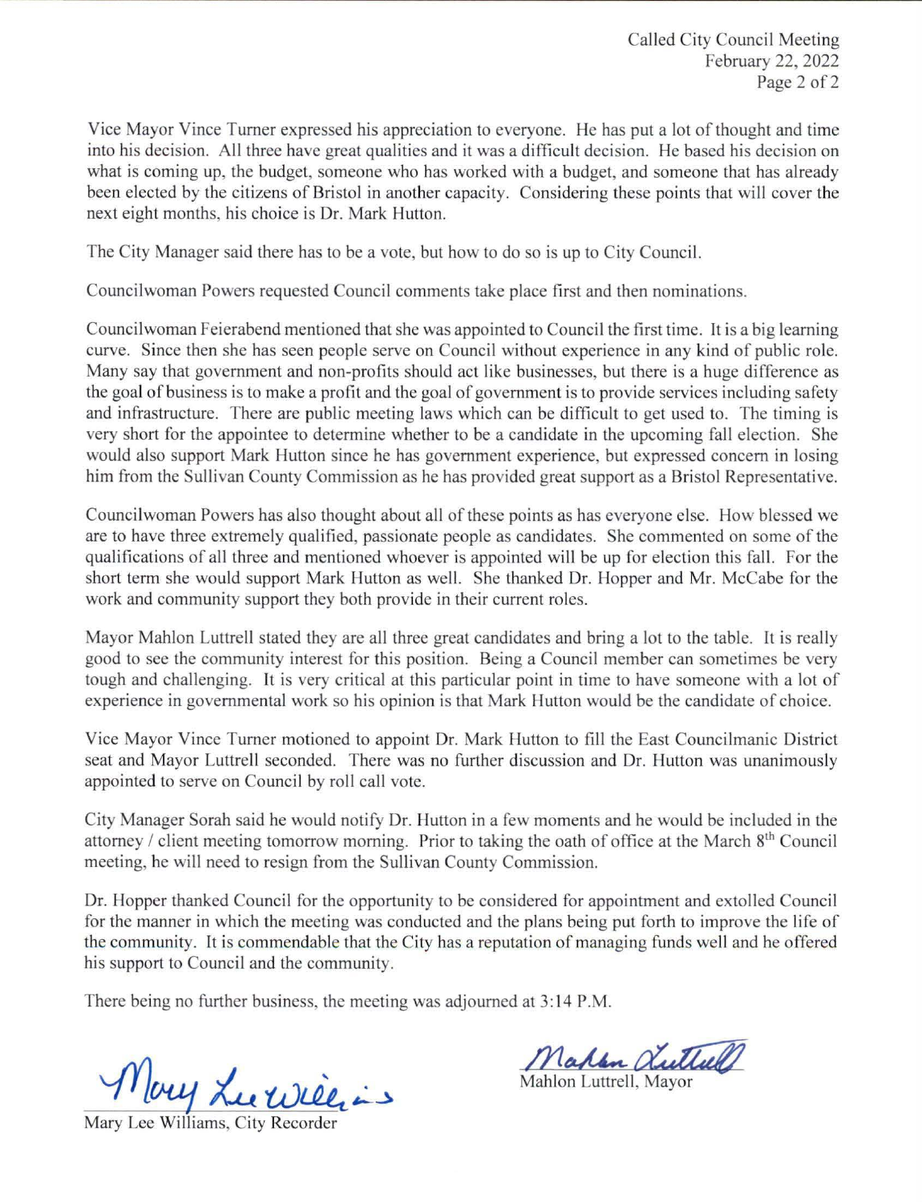Vice Mayor Vince Turner expressed his appreciation to everyone. He has put a lot of thought and time into his decision. All three have great qualities and it was a difficult decision. He based his decision on what is coming up, the budget, someone who has worked with a budget, and someone that has already been elected by the citizens of Bristol in another capacity. Considering these points that will cover the next eight months, his choice is Dr. Mark Hutton.

The City Manager said there has to be a vote, but how to do so is up to City Council.

Councilwoman Powers requested Council comments take place first and then nominations.

Councilwoman Feierabend mentioned that she was appointed to Council the first time. It is a big learning curve. Since then she has seen people serve on Council without experience in any kind of public role. Many say that government and non-profits should act like businesses, but there is a huge difference as the goal of business is to make a profit and the goal of government is to provide services including safety and infrastructure. There are public meeting laws which can be difficult to get used to. The timing is very short for the appointee to determine whether to be a candidate in the upcoming fall election. She would also support Mark Hutton since he has government experience, but expressed concern in losing him from the Sullivan County Commission as he has provided great support as a Bristol Representative.

Councilwoman Powers has also thought about all of these points as has everyone else. How blessed we are to have three extremely qualified, passionate people as candidates. She commented on some of the qualifications of all three and mentioned whoever is appointed will be up for election this fall. For the short term she would support Mark Hutton as well. She thanked Dr. Hopper and Mr. McCabe for the work and community support they both provide in their current roles.

Mayor Mahlon Luttrell stated they are all three great candidates and bring a lot to the table. It is really good to see the community interest for this position. Being a Council member can sometimes be very tough and challenging. It is very critical at this particular point in time to have someone with a lot of experience in governmental work so his opinion is that Mark Hutton would be the candidate of choice.

Vice Mayor Vince Turner motioned to appoint Dr. Mark Hutton to fill the East Councilmanic District seat and Mayor Luttrell seconded. There was no further discussion and Dr. Hutton was unanimously appointed to serve on Council by roll call vote.

City Manager Sorah said he would notify Dr. Hutton in a few moments and he would be included in the attorney / client meeting tomorrow morning. Prior to taking the oath of office at the March 8th Council meeting, he will need to resign from the Sullivan County Commission.

Dr. Hopper thanked Council for the opportunity to be considered for appointment and extolled Council for the manner in which the meeting was conducted and the plans being put forth to improve the life of the community. It is commendable that the City has a reputation of managing funds well and he offered his support to Council and the community.

There being no further business, the meeting was adjourned at 3:14 P.M.

Mary Lee Williams, City Recorder

Mahlon Luttrell, Mayor